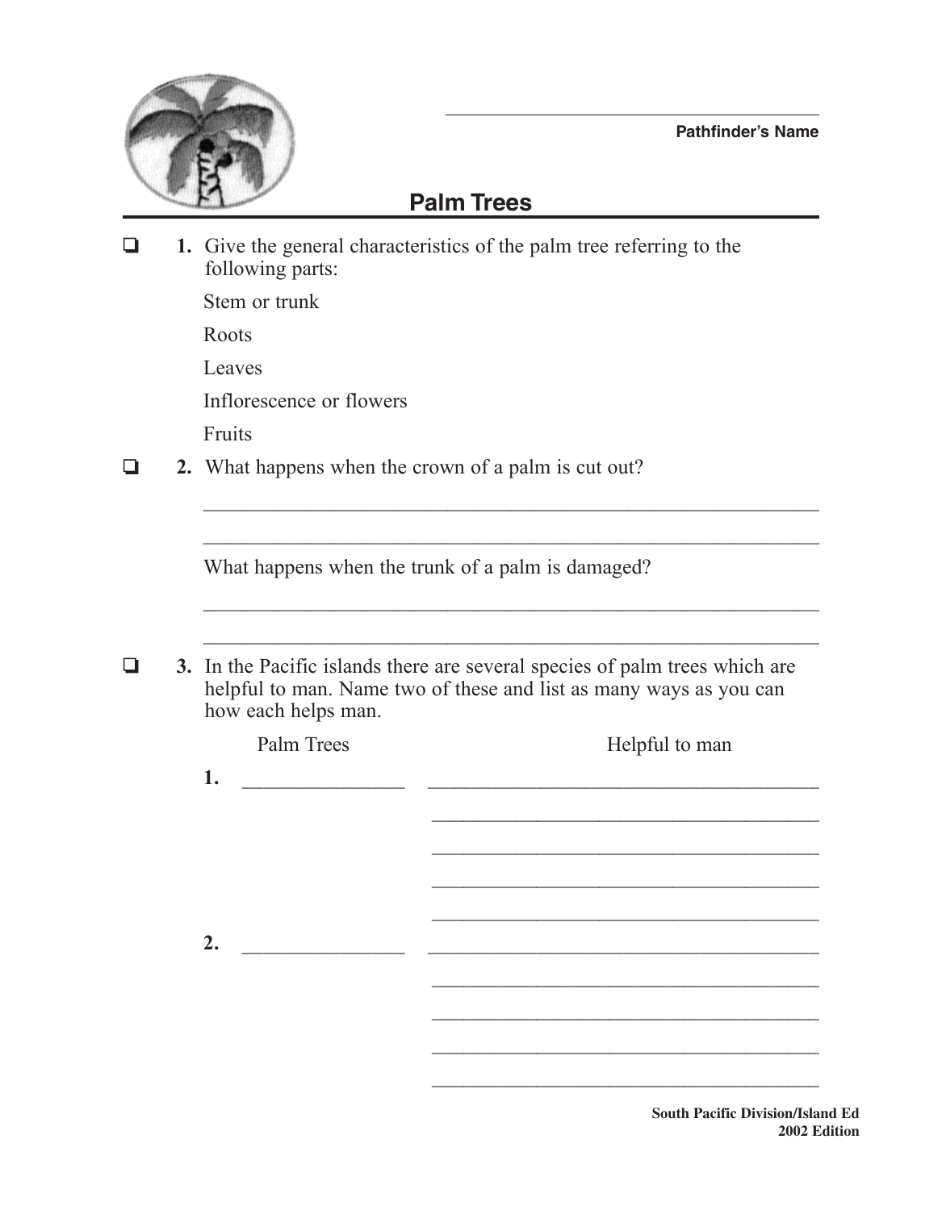Pathfinder's Name

# Palm Trees

- [ ] **1.** Give the general characteristics of the palm tree referring to the following parts:

  Stem or trunk

  Roots

  Leaves

  Inflorescence or flowers

  Fruits

- [ ] **2.** What happens when the crown of a palm is cut out?

  ______________________________________________________________

  ______________________________________________________________

  What happens when the trunk of a palm is damaged?

  ______________________________________________________________

  ______________________________________________________________

- [ ] **3.** In the Pacific islands there are several species of palm trees which are helpful to man. Name two of these and list as many ways as you can how each helps man.

| | Palm Trees | Helpful to man |
|---|---|---|
| **1.** | ________________ | ________________________________________ |
| | | ________________________________________ |
| | | ________________________________________ |
| | | ________________________________________ |
| | | ________________________________________ |
| **2.** | ________________ | ________________________________________ |
| | | ________________________________________ |
| | | ________________________________________ |
| | | ________________________________________ |
| | | ________________________________________ |

South Pacific Division/Island Ed
2002 Edition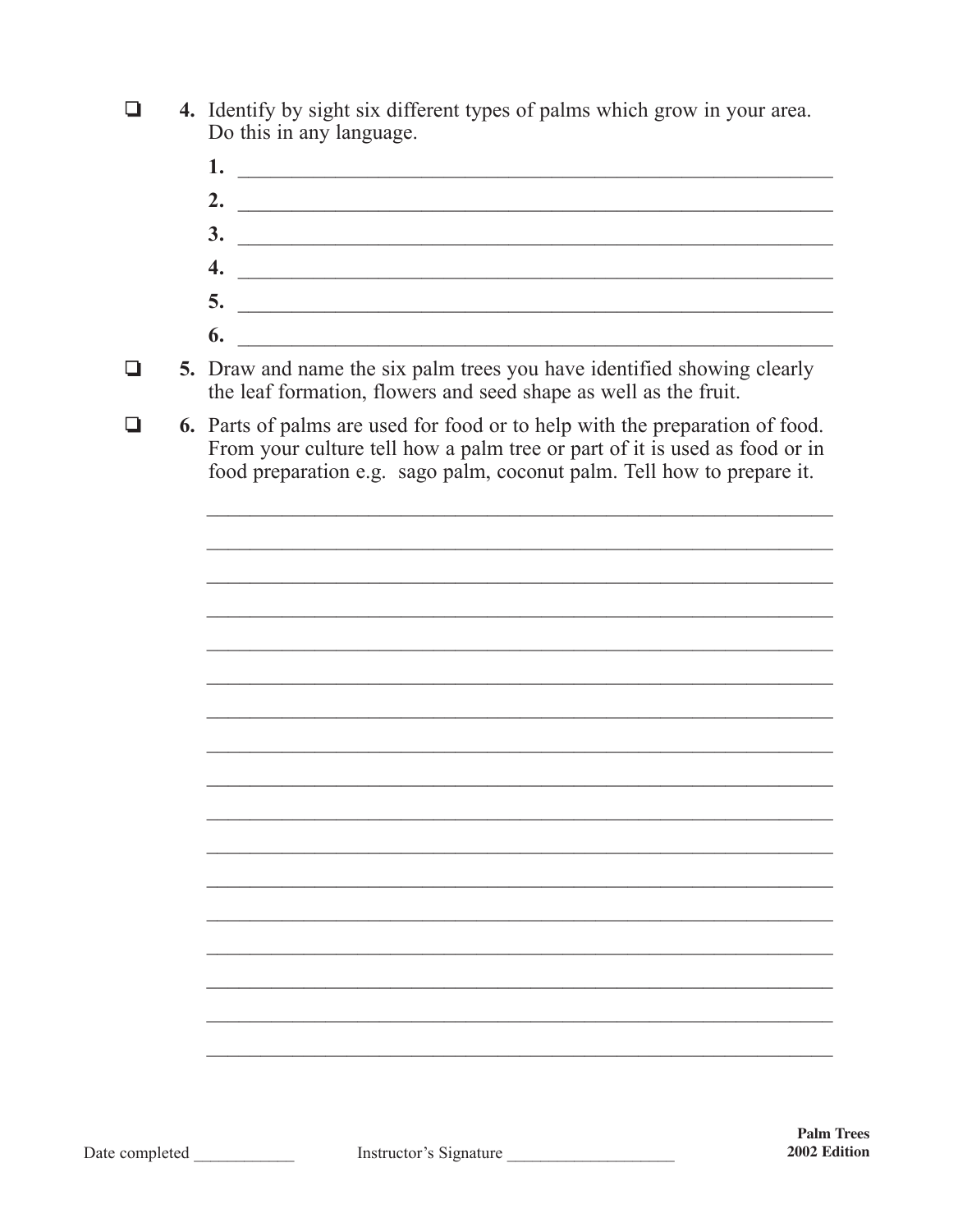- [ ] **4.** Identify by sight six different types of palms which grow in your area. Do this in any language.

    **1.** ____________________________________________

    **2.** ____________________________________________

    **3.** ____________________________________________

    **4.** ____________________________________________

    **5.** ____________________________________________

    **6.** ____________________________________________

- [ ] **5.** Draw and name the six palm trees you have identified showing clearly the leaf formation, flowers and seed shape as well as the fruit.

- [ ] **6.** Parts of palms are used for food or to help with the preparation of food. From your culture tell how a palm tree or part of it is used as food or in food preparation e.g. sago palm, coconut palm. Tell how to prepare it.

    ____________________________________________

    ____________________________________________

    ____________________________________________

    ____________________________________________

    ____________________________________________

    ____________________________________________

    ____________________________________________

    ____________________________________________

    ____________________________________________

    ____________________________________________

    ____________________________________________

    ____________________________________________

    ____________________________________________

    ____________________________________________

    ____________________________________________

    ____________________________________________

    ____________________________________________

Date completed ____________ Instructor's Signature ____________________

**Palm Trees**
**2002 Edition**